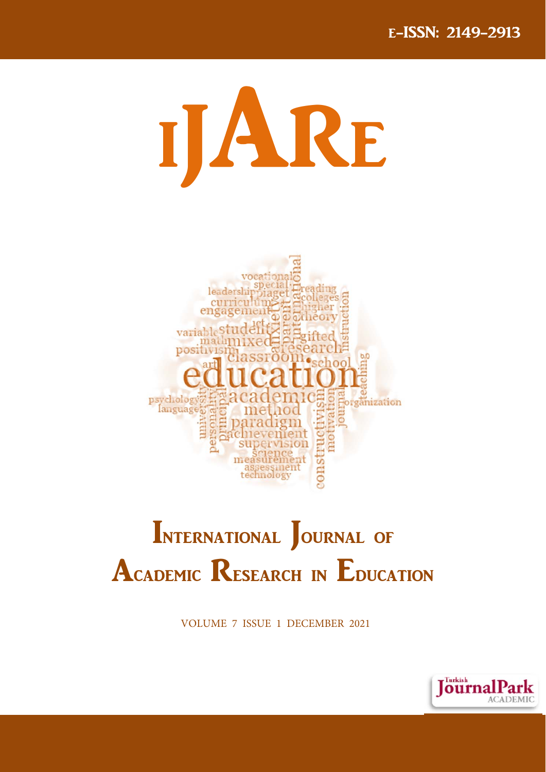E-ISSN: 2149-2913

# IJARE

# INTERNATIONAL JOURNAL OF ACADEMIC RESEARCH IN EDUCATION

VOLUME 7 ISSUE 1 DECEMBER 2021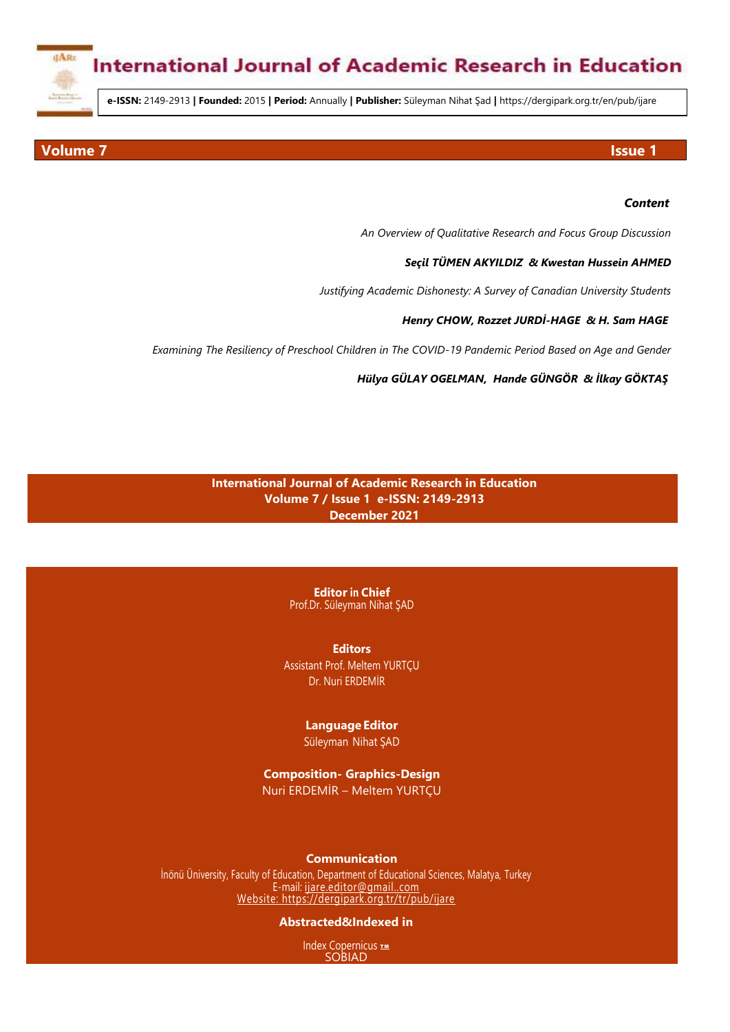# International Journal of Academic Research in Education

**e-ISSN:** 2149-2913 **| Founded:** 2015 **| Period:** Annually **| Publisher:** Süleyman Nihat Şad | https://dergipark.org.tr/en/pub/ijare

**Volume 7** **Issue 1**

***Content***

*An Overview of Qualitative Research and Focus Group Discussion*

***Seçil TÜMEN AKYILDIZ & Kwestan Hussein AHMED***

*Justifying Academic Dishonesty: A Survey of Canadian University Students*

***Henry CHOW, Rozzet JURDİ-HAGE & H. Sam HAGE***

*Examining The Resiliency of Preschool Children in The COVID-19 Pandemic Period Based on Age and Gender*

***Hülya GÜLAY OGELMAN, Hande GÜNGÖR & İlkay GÖKTAŞ***

**International Journal of Academic Research in Education**
**Volume 7 / Issue 1 e-ISSN: 2149-2913**
**December 2021**

**Editor in Chief**
Prof.Dr. Süleyman Nihat ŞAD

**Editors**
Assistant Prof. Meltem YURTÇU
Dr. Nuri ERDEMİR

**Language Editor**
Süleyman Nihat ŞAD

**Composition- Graphics-Design**
Nuri ERDEMİR – Meltem YURTÇU

**Communication**
İnönü Üniversity, Faculty of Education, Department of Educational Sciences, Malatya, Turkey
E-mail: ijare.editor@gmail..com
Website: https://dergipark.org.tr/tr/pub/ijare

**Abstracted&Indexed in**

Index Copernicus ™
SOBIAD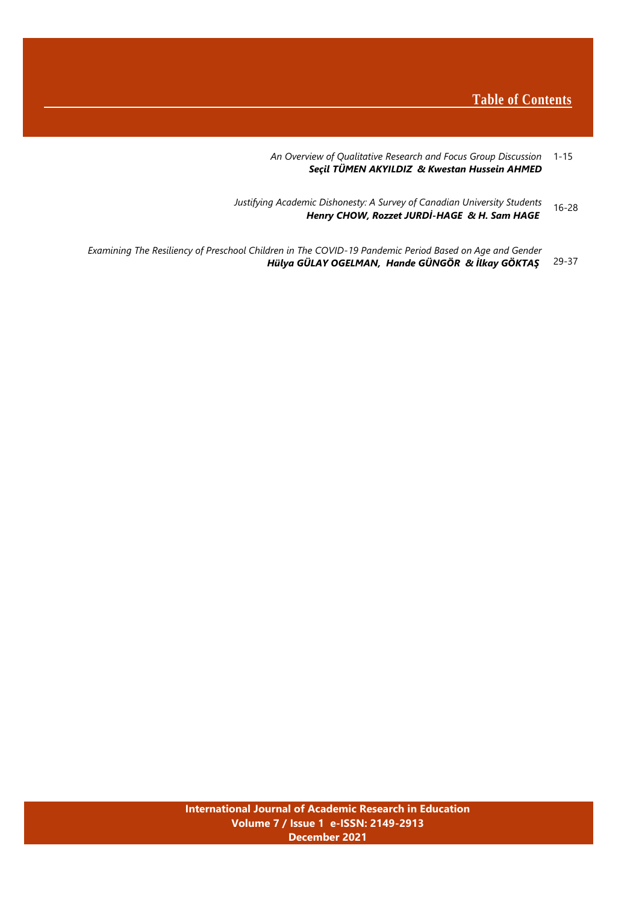# Table of Contents

| | |
|---|---|
| *An Overview of Qualitative Research and Focus Group Discussion* <br> ***Seçil TÜMEN AKYILDIZ & Kwestan Hussein AHMED*** | 1-15 |
| *Justifying Academic Dishonesty: A Survey of Canadian University Students* <br> ***Henry CHOW, Rozzet JURDİ-HAGE & H. Sam HAGE*** | 16-28 |
| *Examining The Resiliency of Preschool Children in The COVID-19 Pandemic Period Based on Age and Gender* <br> ***Hülya GÜLAY OGELMAN, Hande GÜNGÖR & İlkay GÖKTAŞ*** | 29-37 |

**International Journal of Academic Research in Education**
**Volume 7 / Issue 1 e-ISSN: 2149-2913**
**December 2021**